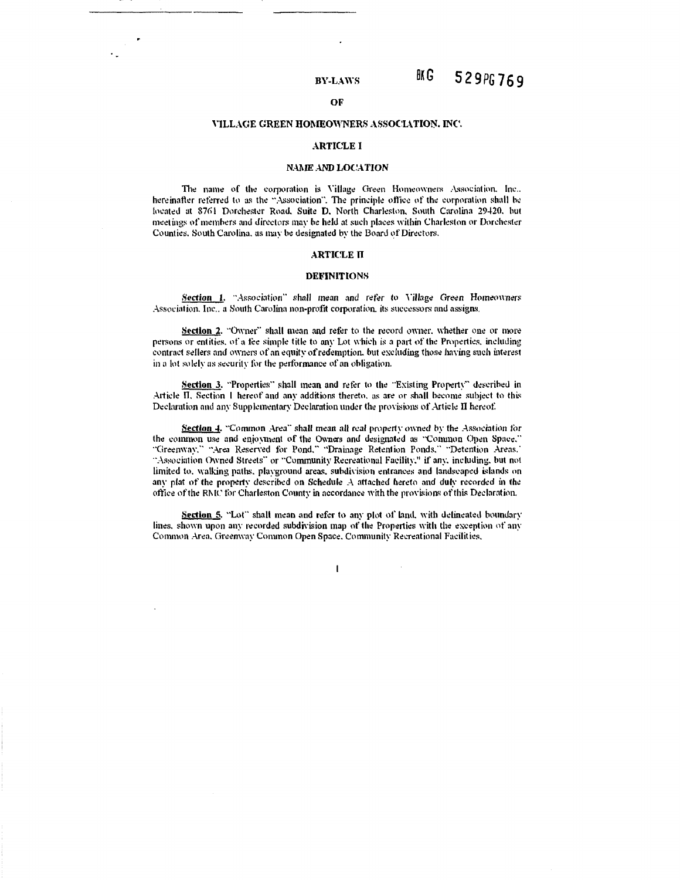BKG 529PG769

# BY-LAWS

# OF

# VILLAGE GREEN HOMEOWNERS ASSOCIATION, INC.

## ARTICLE I

## NAME AND LOCATION

The name of the corporation is Village Green Homeowners Association, Inc., hereinafter referred to as the "Association". The principle office of the corporation shall be located at 8761 Dorchester Road, Suite D, North Charleston, South Carolina 29420, but meetings of members and directors may be held at such places within Charleston or Dorchester Counties, South Carolina, as may be designated by the Board of Directors.

## ARTICLE II

## DEFINITIONS

**Section 1.** "Association" shall mean and refer to Village Green Homeowners Association, Inc., a South Carolina non-profit corporation, its successors and assigns.

**Section 2.** "Owner" shall mean and refer to the record owner, whether one or more persons or entities, of a fee simple title to any Lot which is a part of the Properties, including contract sellers and owners of an equity of redemption, but excluding those having such interest in a lot solely as security for the performance of an obligation.

**Section 3.** "Properties" shall mean and refer to the "Existing Property" described in Article II, Section 1 hereof and any additions thereto, as are or shall become subject to this Declaration and any Supplementary Declaration under the provisions of Article II hereof.

**Section 4.** "Common Area" shall mean all real property owned by the Association for the common use and enjoyment of the Owners and designated as "Common Open Space," "Greenway," "Area Reserved for Pond," "Drainage Retention Ponds," "Detention Areas," "Association Owned Streets" or "Community Recreational Facility," if any, including, but not limited to, walking paths, playground areas, subdivision entrances and landscaped islands on any plat of the property described on Schedule A attached hereto and duly recorded in the office of the RMC for Charleston County in accordance with the provisions of this Declaration.

**Section 5.** "Lot" shall mean and refer to any plot of land, with delineated boundary lines, shown upon any recorded subdivision map of the Properties with the exception of any Common Area, Greenway Common Open Space, Community Recreational Facilities,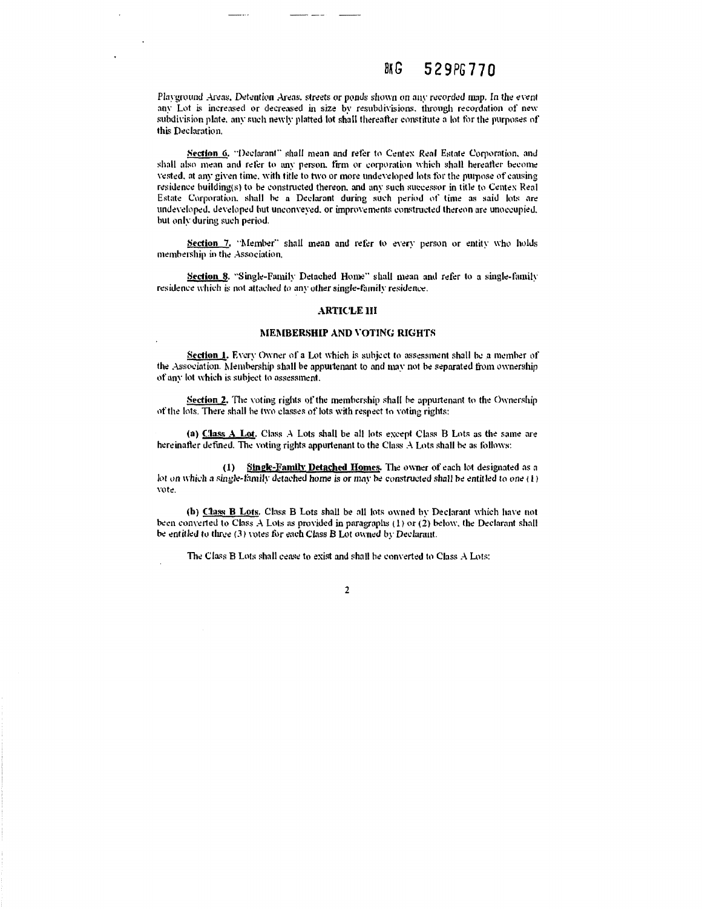Playground Areas, Detention Areas, streets or ponds shown on any recorded map. In the event any Lot is increased or decreased in size by resubdivisions, through recordation of new subdivision plate, any such newly platted lot shall thereafter constitute a lot for the purposes of this Declaration.

**Section 6.** "Declarant" shall mean and refer to Centex Real Estate Corporation, and shall also mean and refer to any person, firm or corporation which shall hereafter become vested, at any given time, with title to two or more undeveloped lots for the purpose of causing residence building(s) to be constructed thereon, and any such successor in title to Centex Real Estate Corporation, shall be a Declarant during such period of time as said lots are undeveloped, developed but unconveyed, or improvements constructed thereon are unoccupied, but only during such period.

**Section 7.** "Member" shall mean and refer to every person or entity who holds membership in the Association.

**Section 8.** "Single-Family Detached Home" shall mean and refer to a single-family residence which is not attached to any other single-family residence.

## ARTICLE III

## MEMBERSHIP AND VOTING RIGHTS

**Section 1.** Every Owner of a Lot which is subject to assessment shall be a member of the Association. Membership shall be appurtenant to and may not be separated from ownership of any lot which is subject to assessment.

**Section 2.** The voting rights of the membership shall be appurtenant to the Ownership of the lots. There shall be two classes of lots with respect to voting rights:

**(a) Class A Lot.** Class A Lots shall be all lots except Class B Lots as the same are hereinafter defined. The voting rights appurtenant to the Class A Lots shall be as follows:

**(1) Single-Family Detached Homes.** The owner of each lot designated as a lot on which a single-family detached home is or may be constructed shall be entitled to one (1) vote.

**(b) Class B Lots.** Class B Lots shall be all lots owned by Declarant which have not been converted to Class A Lots as provided in paragraphs (1) or (2) below, the Declarant shall be entitled to three (3) votes for each Class B Lot owned by Declarant.

The Class B Lots shall cease to exist and shall be converted to Class A Lots: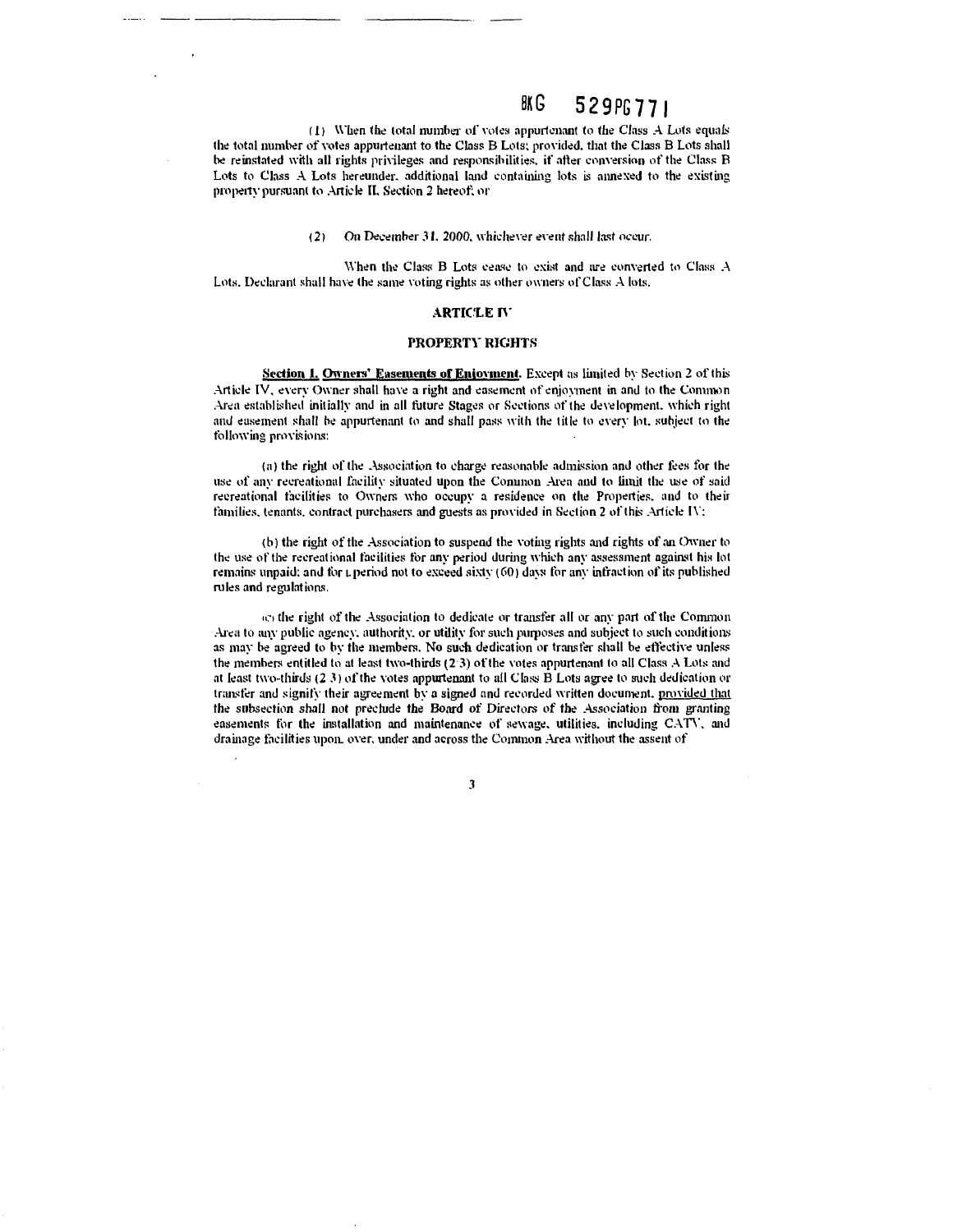(1) When the total number of votes appurtenant to the Class A Lots equals the total number of votes appurtenant to the Class B Lots; provided, that the Class B Lots shall be reinstated with all rights privileges and responsibilities, if after conversion of the Class B Lots to Class A Lots hereunder, additional land containing lots is annexed to the existing property pursuant to Article II, Section 2 hereof; or

(2) On December 31, 2000, whichever event shall last occur.

When the Class B Lots cease to exist and are converted to Class A Lots, Declarant shall have the same voting rights as other owners of Class A lots.

## ARTICLE IV

## PROPERTY RIGHTS

**Section 1. Owners' Easements of Enjoyment.** Except as limited by Section 2 of this Article IV, every Owner shall have a right and easement of enjoyment in and to the Common Area established initially and in all future Stages or Sections of the development, which right and easement shall be appurtenant to and shall pass with the title to every lot, subject to the following provisions:

(a) the right of the Association to charge reasonable admission and other fees for the use of any recreational facility situated upon the Common Area and to limit the use of said recreational facilities to Owners who occupy a residence on the Properties, and to their families, tenants, contract purchasers and guests as provided in Section 2 of this Article IV;

(b) the right of the Association to suspend the voting rights and rights of an Owner to the use of the recreational facilities for any period during which any assessment against his lot remains unpaid; and for a period not to exceed sixty (60) days for any infraction of its published rules and regulations.

(c) the right of the Association to dedicate or transfer all or any part of the Common Area to any public agency, authority, or utility for such purposes and subject to such conditions as may be agreed to by the members. No such dedication or transfer shall be effective unless the members entitled to at least two-thirds (2/3) of the votes appurtenant to all Class A Lots and at least two-thirds (2/3) of the votes appurtenant to all Class B Lots agree to such dedication or transfer and signify their agreement by a signed and recorded written document, provided that the subsection shall not preclude the Board of Directors of the Association from granting easements for the installation and maintenance of sewage, utilities, including CATV, and drainage facilities upon, over, under and across the Common Area without the assent of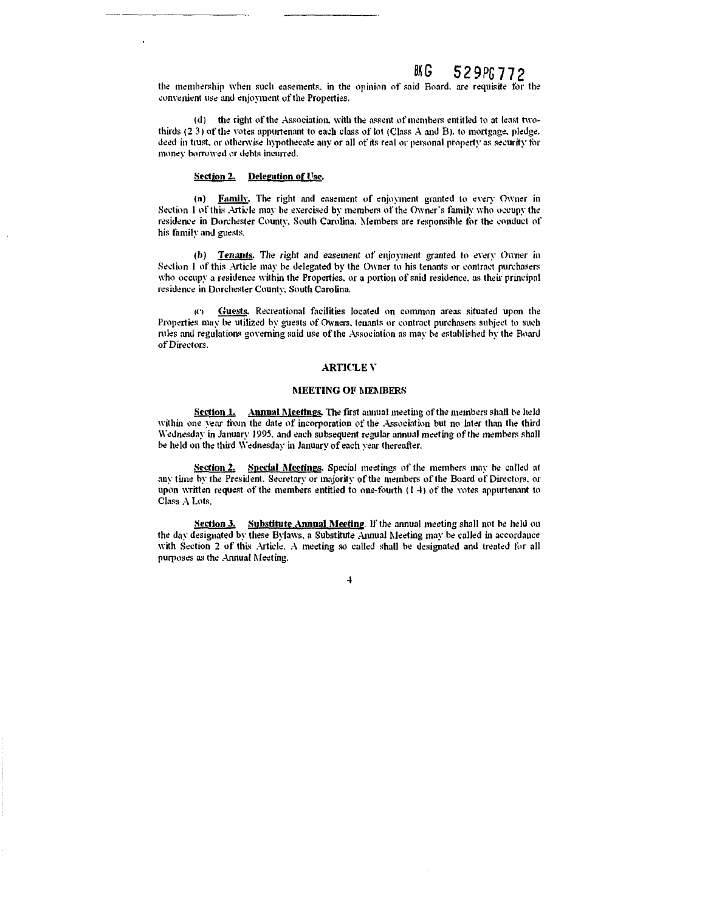BKG 529PG772

the membership when such easements, in the opinion of said Board, are requisite for the convenient use and enjoyment of the Properties.

(d) the right of the Association, with the assent of members entitled to at least two-thirds (2/3) of the votes appurtenant to each class of lot (Class A and B), to mortgage, pledge, deed in trust, or otherwise hypothecate any or all of its real or personal property as security for money borrowed or debts incurred.

**Section 2. Delegation of Use.**

(a) **Family.** The right and easement of enjoyment granted to every Owner in Section 1 of this Article may be exercised by members of the Owner's family who occupy the residence in Dorchester County, South Carolina. Members are responsible for the conduct of his family and guests.

(b) **Tenants.** The right and easement of enjoyment granted to every Owner in Section 1 of this Article may be delegated by the Owner to his tenants or contract purchasers who occupy a residence within the Properties, or a portion of said residence, as their principal residence in Dorchester County, South Carolina.

(c) **Guests.** Recreational facilities located on common areas situated upon the Properties may be utilized by guests of Owners, tenants or contract purchasers subject to such rules and regulations governing said use of the Association as may be established by the Board of Directors.

## ARTICLE V

## MEETING OF MEMBERS

**Section 1. Annual Meetings.** The first annual meeting of the members shall be held within one year from the date of incorporation of the Association but no later than the third Wednesday in January 1995, and each subsequent regular annual meeting of the members shall be held on the third Wednesday in January of each year thereafter.

**Section 2. Special Meetings.** Special meetings of the members may be called at any time by the President, Secretary or majority of the members of the Board of Directors, or upon written request of the members entitled to one-fourth (1/4) of the votes appurtenant to Class A Lots.

**Section 3. Substitute Annual Meeting.** If the annual meeting shall not be held on the day designated by these Bylaws, a Substitute Annual Meeting may be called in accordance with Section 2 of this Article. A meeting so called shall be designated and treated for all purposes as the Annual Meeting.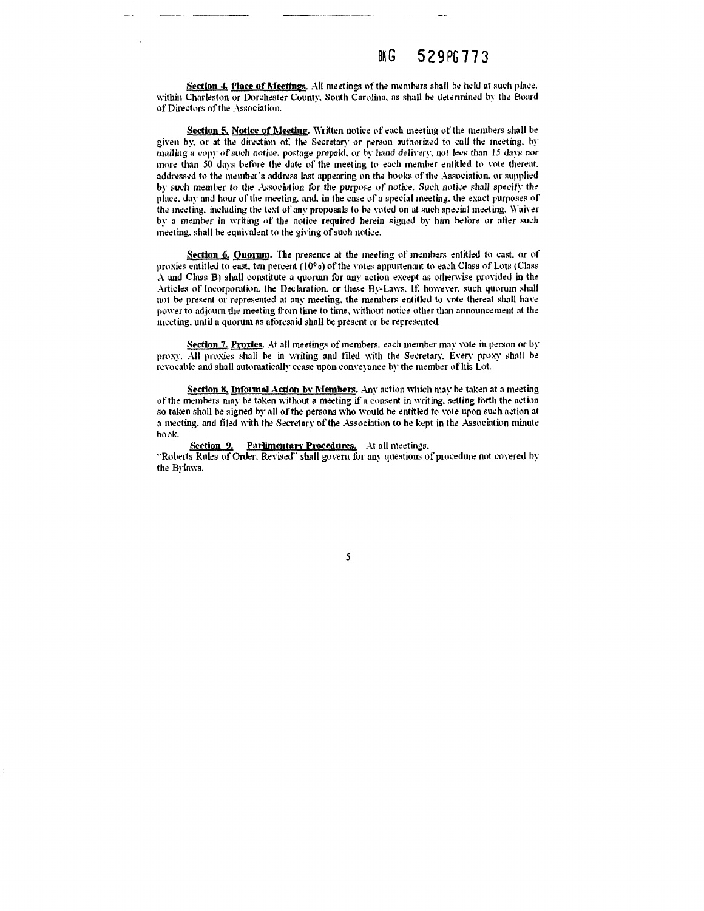**Section 4. Place of Meetings.** All meetings of the members shall be held at such place, within Charleston or Dorchester County, South Carolina, as shall be determined by the Board of Directors of the Association.

**Section 5. Notice of Meeting.** Written notice of each meeting of the members shall be given by, or at the direction of, the Secretary or person authorized to call the meeting, by mailing a copy of such notice, postage prepaid, or by hand delivery, not lees than 15 days nor more than 50 days before the date of the meeting to each member entitled to vote thereat, addressed to the member's address last appearing on the books of the Association, or supplied by such member to the Association for the purpose of notice. Such notice shall specify the place, day and hour of the meeting, and, in the case of a special meeting, the exact purposes of the meeting, including the text of any proposals to be voted on at such special meeting. Waiver by a member in writing of the notice required herein signed by him before or after such meeting, shall be equivalent to the giving of such notice.

**Section 6. Quorum.** The presence at the meeting of members entitled to cast, or of proxies entitled to east, ten percent (10%) of the votes appurtenant to each Class of Lots (Class A and Class B) shall constitute a quorum for any action except as otherwise provided in the Articles of Incorporation, the Declaration, or these By-Laws. If, however, such quorum shall not be present or represented at any meeting, the members entitled to vote thereat shall have power to adjourn the meeting from time to time, without notice other than announcement at the meeting, until a quorum as aforesaid shall be present or be represented.

**Section 7. Proxies.** At all meetings of members, each member may vote in person or by proxy. All proxies shall be in writing and filed with the Secretary. Every proxy shall be revocable and shall automatically cease upon conveyance by the member of his Lot.

**Section 8. Informal Action by Members.** Any action which may be taken at a meeting of the members may be taken without a meeting if a consent in writing, setting forth the action so taken shall be signed by all of the persons who would be entitled to vote upon such action at a meeting, and filed with the Secretary of the Association to be kept in the Association minute book.

**Section 9. Parlimentary Procedures.** At all meetings.
"Roberts Rules of Order, Revised" shall govern for any questions of procedure not covered by the Bylaws.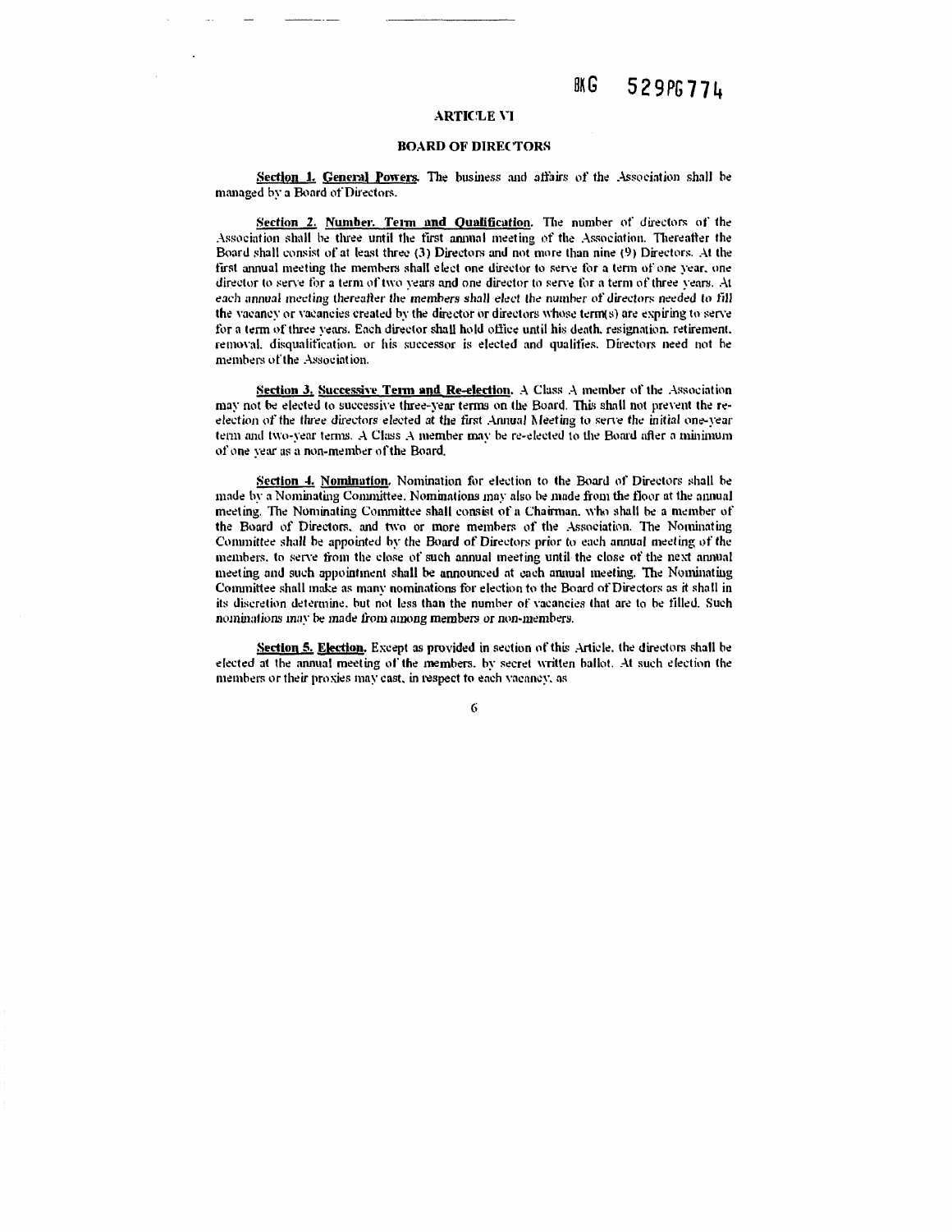## ARTICLE VI

## BOARD OF DIRECTORS

**Section 1. General Powers.** The business and affairs of the Association shall be managed by a Board of Directors.

**Section 2. Number. Term and Qualification.** The number of directors of the Association shall be three until the first annual meeting of the Association. Thereafter the Board shall consist of at least three (3) Directors and not more than nine (9) Directors. At the first annual meeting the members shall elect one director to serve for a term of one year, one director to serve for a term of two years and one director to serve for a term of three years. At each annual meeting thereafter the members shall elect the number of directors needed to fill the vacancy or vacancies created by the director or directors whose term(s) are expiring to serve for a term of three years. Each director shall hold office until his death, resignation, retirement, removal, disqualification, or his successor is elected and qualifies. Directors need not be members of the Association.

**Section 3. Successive Term and Re-election.** A Class A member of the Association may not be elected to successive three-year terms on the Board. This shall not prevent the re-election of the three directors elected at the first Annual Meeting to serve the initial one-year term and two-year terms. A Class A member may be re-elected to the Board after a minimum of one year as a non-member of the Board.

**Section 4. Nomination.** Nomination for election to the Board of Directors shall be made by a Nominating Committee. Nominations may also be made from the floor at the annual meeting. The Nominating Committee shall consist of a Chairman, who shall be a member of the Board of Directors, and two or more members of the Association. The Nominating Committee shall be appointed by the Board of Directors prior to each annual meeting of the members, to serve from the close of such annual meeting until the close of the next annual meeting and such appointment shall be announced at each annual meeting. The Nominating Committee shall make as many nominations for election to the Board of Directors as it shall in its discretion determine, but not less than the number of vacancies that are to be filled. Such nominations may be made from among members or non-members.

**Section 5. Election.** Except as provided in section of this Article, the directors shall be elected at the annual meeting of the members, by secret written ballot. At such election the members or their proxies may cast, in respect to each vacancy, as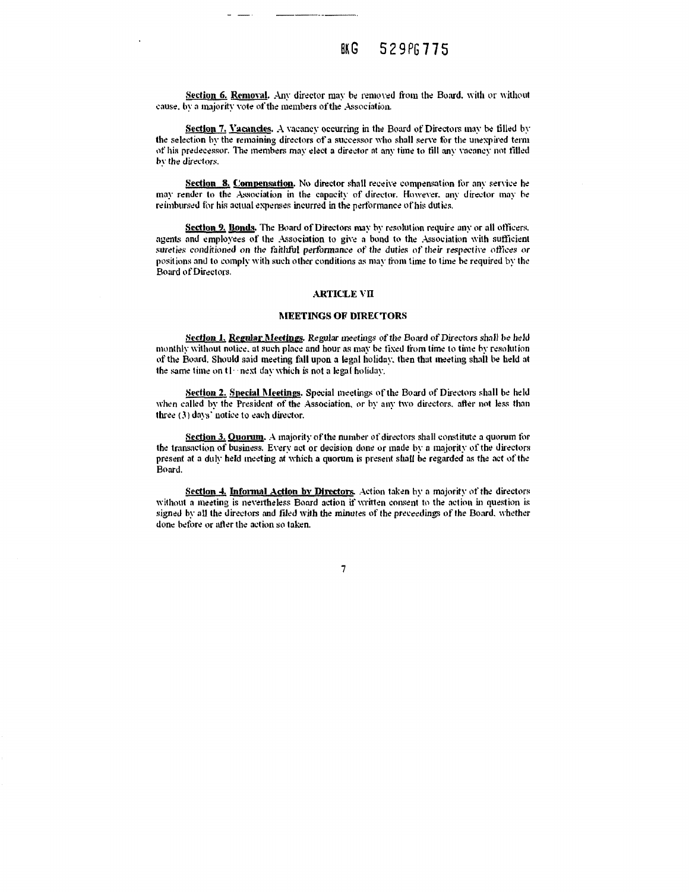BKG 529PG775

**Section 6. Removal.** Any director may be removed from the Board, with or without cause, by a majority vote of the members of the Association.

**Section 7. Vacancies.** A vacancy occurring in the Board of Directors may be filled by the selection by the remaining directors of a successor who shall serve for the unexpired term of his predecessor. The members may elect a director at any time to fill any vacancy not filled by the directors.

**Section 8. Compensation.** No director shall receive compensation for any service he may render to the Association in the capacity of director. However, any director may be reimbursed for his actual expenses incurred in the performance of his duties.

**Section 9. Bonds.** The Board of Directors may by resolution require any or all officers, agents and employees of the Association to give a bond to the Association with sufficient sureties conditioned on the faithful performance of the duties of their respective offices or positions and to comply with such other conditions as may from time to time be required by the Board of Directors.

## ARTICLE VII

## MEETINGS OF DIRECTORS

**Section 1. Regular Meetings.** Regular meetings of the Board of Directors shall be held monthly without notice, at such place and hour as may be fixed from time to time by resolution of the Board. Should said meeting fall upon a legal holiday, then that meeting shall be held at the same time on the next day which is not a legal holiday.

**Section 2. Special Meetings.** Special meetings of the Board of Directors shall be held when called by the President of the Association, or by any two directors, after not less than three (3) days' notice to each director.

**Section 3. Quorum.** A majority of the number of directors shall constitute a quorum for the transaction of business. Every act or decision done or made by a majority of the directors present at a duly held meeting at which a quorum is present shall be regarded as the act of the Board.

**Section 4. Informal Action by Directors.** Action taken by a majority of the directors without a meeting is nevertheless Board action if written consent to the action in question is signed by all the directors and filed with the minutes of the preceedings of the Board, whether done before or after the action so taken.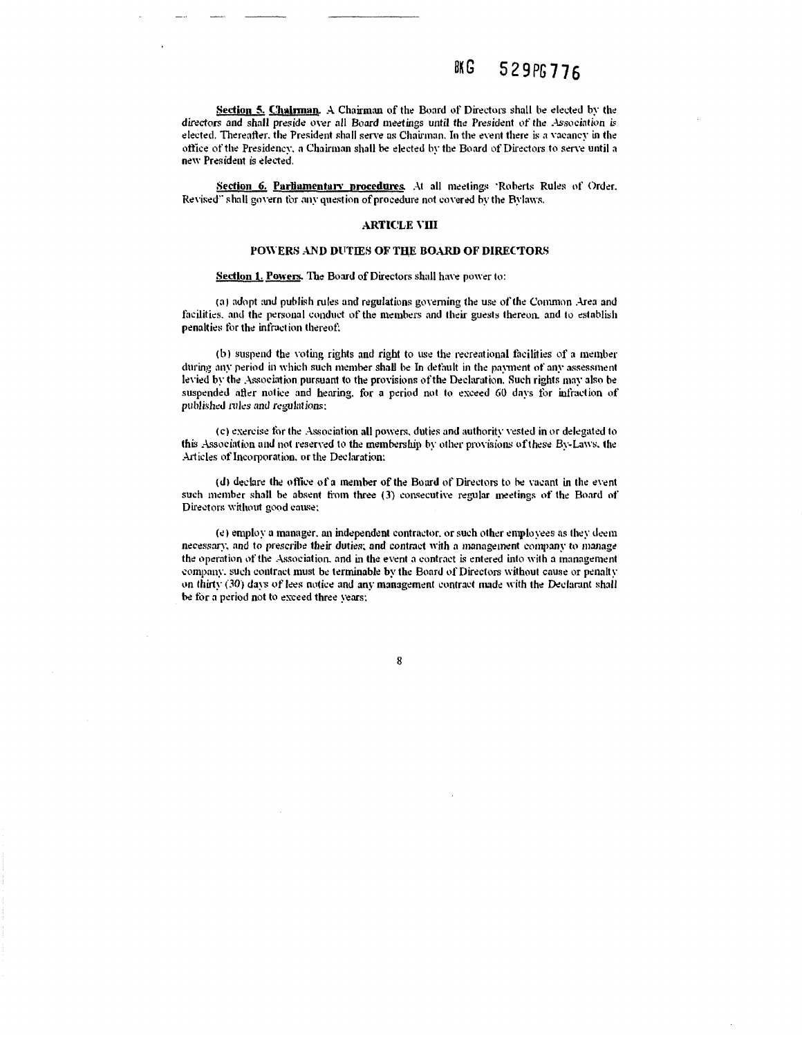**Section 5. Chairman.** A Chairman of the Board of Directors shall be elected by the directors and shall preside over all Board meetings until the President of the Association is elected. Thereafter, the President shall serve as Chairman. In the event there is a vacancy in the office of the Presidency, a Chairman shall be elected by the Board of Directors to serve until a new President is elected.

**Section 6. Parliamentary procedures.** At all meetings "Roberts Rules of Order, Revised" shall govern for any question of procedure not covered by the Bylaws.

## ARTICLE VIII

## POWERS AND DUTIES OF THE BOARD OF DIRECTORS

**Section 1. Powers.** The Board of Directors shall have power to:

(a) adopt and publish rules and regulations governing the use of the Common Area and facilities, and the personal conduct of the members and their guests thereon, and to establish penalties for the infraction thereof;

(b) suspend the voting rights and right to use the recreational facilities of a member during any period in which such member shall be in default in the payment of any assessment levied by the Association pursuant to the provisions of the Declaration. Such rights may also be suspended after notice and hearing, for a period not to exceed 60 days for infraction of published rules and regulations;

(c) exercise for the Association all powers, duties and authority vested in or delegated to this Association and not reserved to the membership by other provisions of these By-Laws, the Articles of Incorporation, or the Declaration;

(d) declare the office of a member of the Board of Directors to be vacant in the event such member shall be absent from three (3) consecutive regular meetings of the Board of Directors without good cause;

(e) employ a manager, an independent contractor, or such other employees as they deem necessary, and to prescribe their duties; and contract with a management company to manage the operation of the Association, and in the event a contract is entered into with a management company, such contract must be terminable by the Board of Directors without cause or penalty on thirty (30) days of fees notice and any management contract made with the Declarant shall be for a period not to exceed three years;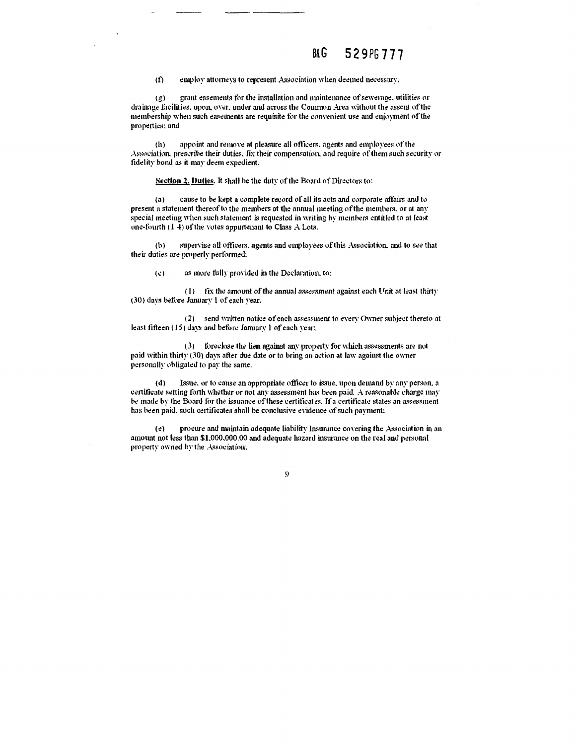(f) employ attorneys to represent Association when deemed necessary;

(g) grant easements for the installation and maintenance of sewerage, utilities or drainage facilities, upon, over, under and across the Common Area without the assent of the membership when such easements are requisite for the convenient use and enjoyment of the properties; and

(h) appoint and remove at pleasure all officers, agents and employees of the Association, prescribe their duties, fix their compensation, and require of them such security or fidelity bond as it may deem expedient.

**Section 2. Duties.** It shall be the duty of the Board of Directors to:

(a) cause to be kept a complete record of all its acts and corporate affairs and to present a statement thereof to the members at the annual meeting of the members, or at any special meeting when such statement is requested in writing by members entitled to at least one-fourth (1/4) of the votes appurtenant to Class A Lots.

(b) supervise all officers, agents and employees of this Association, and to see that their duties are properly performed;

(c) as more fully provided in the Declaration, to:

(1) fix the amount of the annual assessment against each Unit at least thirty (30) days before January 1 of each year.

(2) send written notice of each assessment to every Owner subject thereto at least fifteen (15) days and before January 1 of each year;

(3) foreclose the lien against any property for which assessments are not paid within thirty (30) days after due date or to bring an action at law against the owner personally obligated to pay the same.

(d) Issue, or to cause an appropriate officer to issue, upon demand by any person, a certificate setting forth whether or not any assessment has been paid. A reasonable charge may be made by the Board for the issuance of these certificates. If a certificate states an assessment has been paid, such certificates shall be conclusive evidence of such payment;

(e) procure and maintain adequate liability Insurance covering the Association in an amount not less than $1,000,000.00 and adequate hazard insurance on the real and personal property owned by the Association;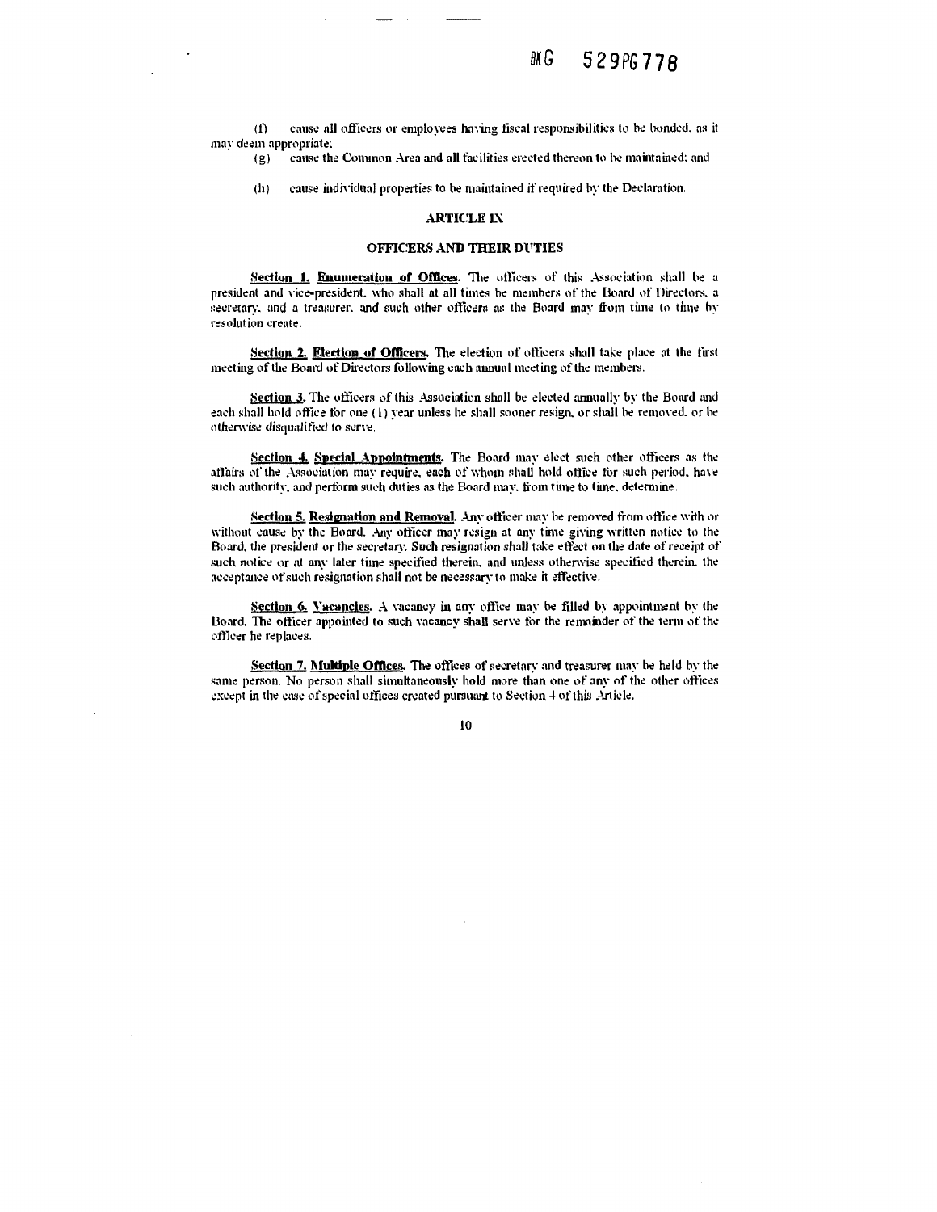(f) cause all officers or employees having fiscal responsibilities to be bonded, as it may deem appropriate;

(g) cause the Common Area and all facilities erected thereon to be maintained; and

(h) cause individual properties to be maintained if required by the Declaration.

## ARTICLE IX

## OFFICERS AND THEIR DUTIES

**Section 1. Enumeration of Offices.** The officers of this Association shall be a president and vice-president, who shall at all times be members of the Board of Directors, a secretary, and a treasurer, and such other officers as the Board may from time to time by resolution create.

**Section 2. Election of Officers.** The election of officers shall take place at the first meeting of the Board of Directors following each annual meeting of the members.

**Section 3.** The officers of this Association shall be elected annually by the Board and each shall hold office for one (1) year unless he shall sooner resign, or shall be removed, or be otherwise disqualified to serve.

**Section 4. Special Appointments.** The Board may elect such other officers as the affairs of the Association may require, each of whom shall hold office for such period, have such authority, and perform such duties as the Board may, from time to time, determine.

**Section 5. Resignation and Removal.** Any officer may be removed from office with or without cause by the Board. Any officer may resign at any time giving written notice to the Board, the president or the secretary. Such resignation shall take effect on the date of receipt of such notice or at any later time specified therein, and unless otherwise specified therein, the acceptance of such resignation shall not be necessary to make it effective.

**Section 6. Vacancies.** A vacancy in any office may be filled by appointment by the Board. The officer appointed to such vacancy shall serve for the remainder of the term of the officer he replaces.

**Section 7. Multiple Offices.** The offices of secretary and treasurer may be held by the same person. No person shall simultaneously hold more than one of any of the other offices except in the case of special offices created pursuant to Section 4 of this Article.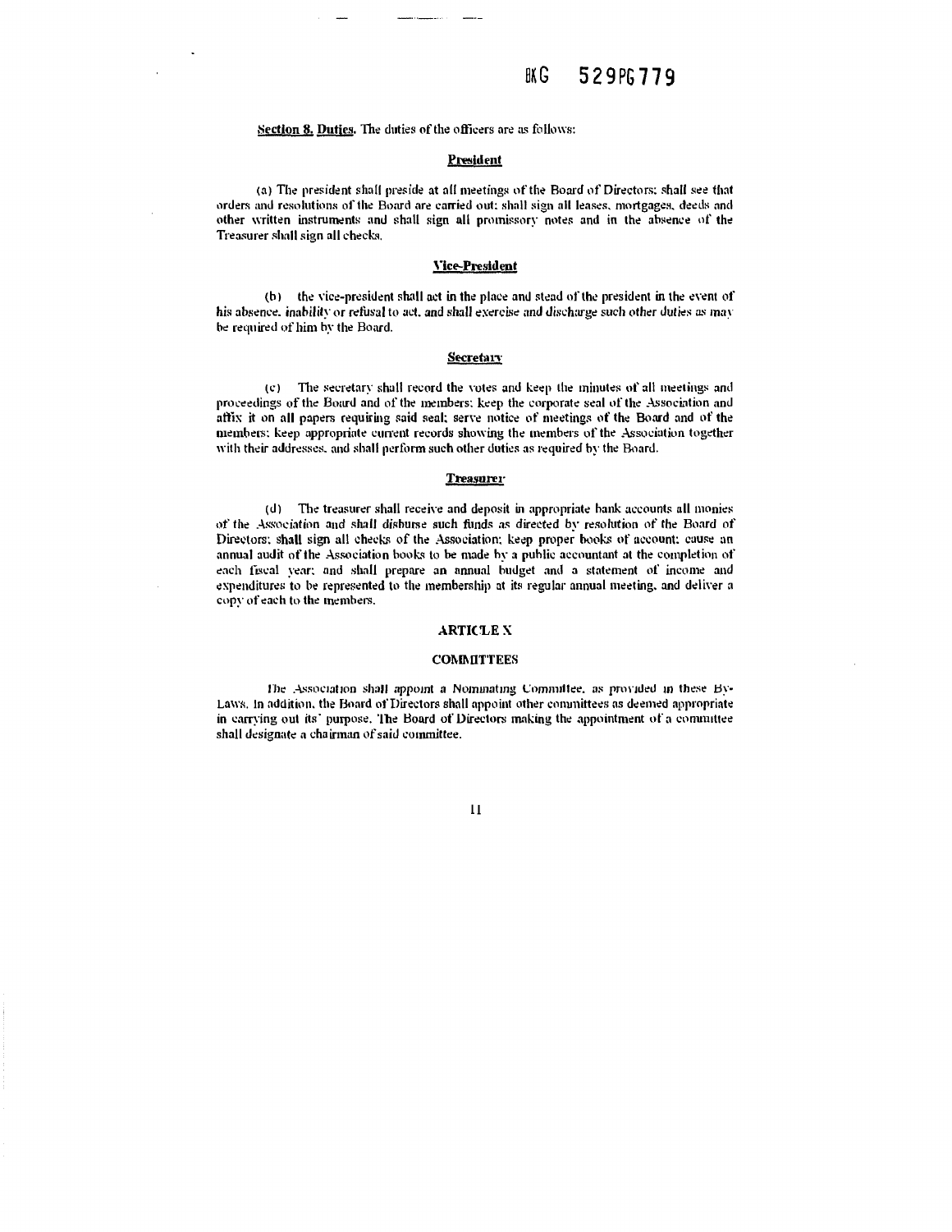**Section 8. Duties.** The duties of the officers are as follows:

**President**

(a) The president shall preside at all meetings of the Board of Directors; shall see that orders and resolutions of the Board are carried out; shall sign all leases, mortgages, deeds and other written instruments and shall sign all promissory notes and in the absence of the Treasurer shall sign all checks.

**Vice-President**

(b) the vice-president shall act in the place and stead of the president in the event of his absence, inability or refusal to act, and shall exercise and discharge such other duties as may be required of him by the Board.

**Secretary**

(c) The secretary shall record the votes and keep the minutes of all meetings and proceedings of the Board and of the members; keep the corporate seal of the Association and affix it on all papers requiring said seal; serve notice of meetings of the Board and of the members; keep appropriate current records showing the members of the Association together with their addresses, and shall perform such other duties as required by the Board.

**Treasurer**

(d) The treasurer shall receive and deposit in appropriate bank accounts all monies of the Association and shall disburse such funds as directed by resolution of the Board of Directors; shall sign all checks of the Association; keep proper books of account; cause an annual audit of the Association books to be made by a public accountant at the completion of each fiscal year; and shall prepare an annual budget and a statement of income and expenditures to be represented to the membership at its regular annual meeting, and deliver a copy of each to the members.

## ARTICLE X

## COMMITTEES

The Association shall appoint a Nominating Committee, as provided in these By-Laws. In addition, the Board of Directors shall appoint other committees as deemed appropriate in carrying out its' purpose. The Board of Directors making the appointment of a committee shall designate a chairman of said committee.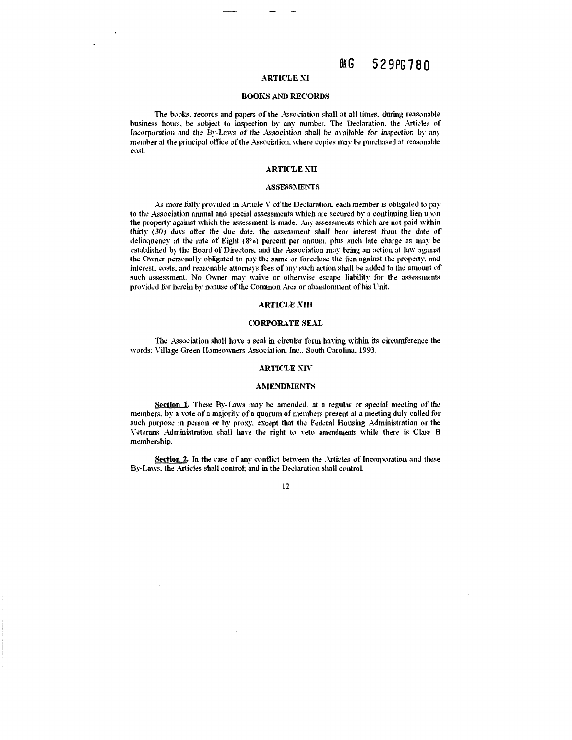BKG 529PG780

## ARTICLE XI

### BOOKS AND RECORDS

The books, records and papers of the Association shall at all times, during reasonable business hours, be subject to inspection by any number. The Declaration, the Articles of Incorporation and the By-Laws of the Association shall be available for inspection by any member at the principal office of the Association, where copies may be purchased at reasonable cost.

## ARTICLE XII

### ASSESSMENTS

As more fully provided in Article V of the Declaration, each member is obligated to pay to the Association annual and special assessments which are secured by a continuing lien upon the property against which the assessment is made. Any assessments which are not paid within thirty (30) days after the due date, the assessment shall bear interest from the date of delinquency at the rate of Eight (8%) percent per annum, plus such late charge as may be established by the Board of Directors, and the Association may bring an action at law against the Owner personally obligated to pay the same or foreclose the lien against the property, and interest, costs, and reasonable attorneys fees of any such action shall be added to the amount of such assessment. No Owner may waive or otherwise escape liability for the assessments provided for herein by nonuse of the Common Area or abandonment of his Unit.

## ARTICLE XIII

### CORPORATE SEAL

The Association shall have a seal in circular form having within its circumference the words: Village Green Homeowners Association, Inc., South Carolina, 1993.

## ARTICLE XIV

### AMENDMENTS

**Section 1.** These By-Laws may be amended, at a regular or special meeting of the members, by a vote of a majority of a quorum of members present at a meeting duly called for such purpose in person or by proxy, except that the Federal Housing Administration or the Veterans Administration shall have the right to veto amendments while there is Class B membership.

**Section 2.** In the case of any conflict between the Articles of Incorporation and these By-Laws, the Articles shall control; and in the Declaration shall control.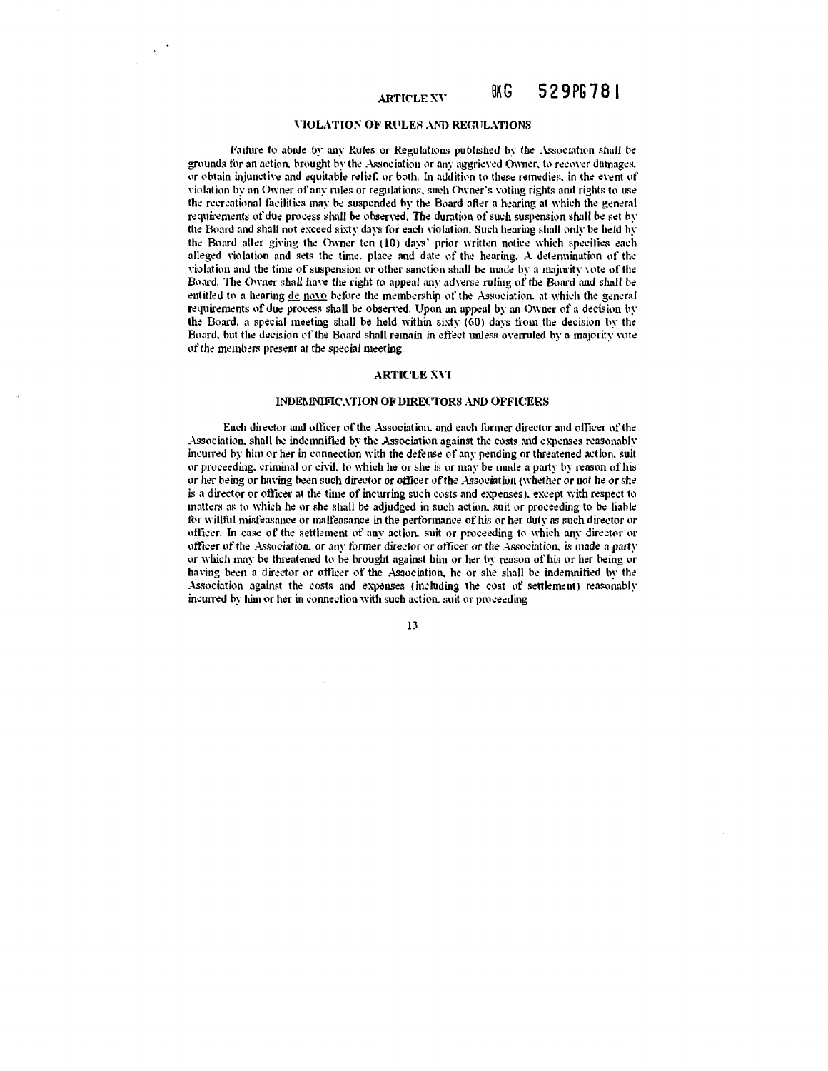## ARTICLE XV

### VIOLATION OF RULES AND REGULATIONS

Failure to abide by any Rules or Regulations published by the Association shall be grounds for an action, brought by the Association or any aggrieved Owner, to recover damages, or obtain injunctive and equitable relief, or both. In addition to these remedies, in the event of violation by an Owner of any rules or regulations, such Owner's voting rights and rights to use the recreational facilities may be suspended by the Board after a hearing at which the general requirements of due process shall be observed. The duration of such suspension shall be set by the Board and shall not exceed sixty days for each violation. Such hearing shall only be held by the Board after giving the Owner ten (10) days' prior written notice which specifies each alleged violation and sets the time, place and date of the hearing. A determination of the violation and the time of suspension or other sanction shall be made by a majority vote of the Board. The Owner shall have the right to appeal any adverse ruling of the Board and shall be entitled to a hearing de novo before the membership of the Association, at which the general requirements of due process shall be observed. Upon an appeal by an Owner of a decision by the Board, a special meeting shall be held within sixty (60) days from the decision by the Board, but the decision of the Board shall remain in effect unless overruled by a majority vote of the members present at the special meeting.

## ARTICLE XVI

### INDEMNIFICATION OF DIRECTORS AND OFFICERS

Each director and officer of the Association, and each former director and officer of the Association, shall be indemnified by the Association against the costs and expenses reasonably incurred by him or her in connection with the defense of any pending or threatened action, suit or proceeding, criminal or civil, to which he or she is or may be made a party by reason of his or her being or having been such director or officer of the Association (whether or not he or she is a director or officer at the time of incurring such costs and expenses), except with respect to matters as to which he or she shall be adjudged in such action, suit or proceeding to be liable for willful misfeasance or malfeasance in the performance of his or her duty as such director or officer. In case of the settlement of any action, suit or proceeding to which any director or officer of the Association, or any former director or officer or the Association, is made a party or which may be threatened to be brought against him or her by reason of his or her being or having been a director or officer of the Association, he or she shall be indemnified by the Association against the costs and expenses (including the cost of settlement) reasonably incurred by him or her in connection with such action, suit or proceeding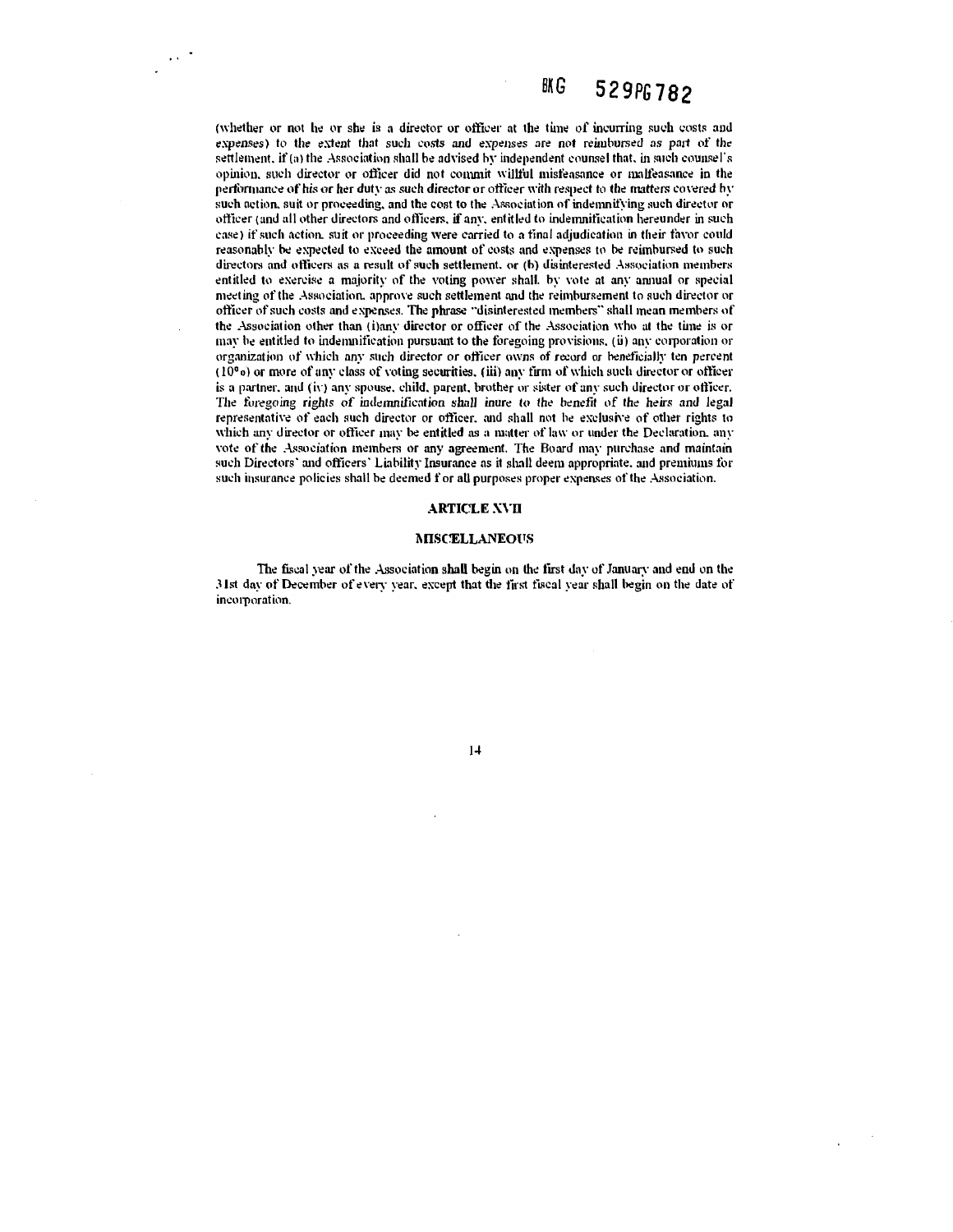(whether or not he or she is a director or officer at the time of incurring such costs and expenses) to the extent that such costs and expenses are not reimbursed as part of the settlement, if (a) the Association shall be advised by independent counsel that, in such counsel's opinion, such director or officer did not commit willful misfeasance or malfeasance in the performance of his or her duty as such director or officer with respect to the matters covered by such action, suit or proceeding, and the cost to the Association of indemnifying such director or officer (and all other directors and officers, if any, entitled to indemnification hereunder in such case) if such action, suit or proceeding were carried to a final adjudication in their favor could reasonably be expected to exceed the amount of costs and expenses to be reimbursed to such directors and officers as a result of such settlement, or (b) disinterested Association members entitled to exercise a majority of the voting power shall, by vote at any annual or special meeting of the Association, approve such settlement and the reimbursement to such director or officer of such costs and expenses. The phrase "disinterested members" shall mean members of the Association other than (i)any director or officer of the Association who at the time is or may be entitled to indemnification pursuant to the foregoing provisions, (ii) any corporation or organization of which any such director or officer owns of record or beneficially ten percent (10%) or more of any class of voting securities, (iii) any firm of which such director or officer is a partner, and (iv) any spouse, child, parent, brother or sister of any such director or officer. The foregoing rights of indemnification shall inure to the benefit of the heirs and legal representative of each such director or officer, and shall not be exclusive of other rights to which any director or officer may be entitled as a matter of law or under the Declaration, any vote of the Association members or any agreement. The Board may purchase and maintain such Directors' and officers' Liability Insurance as it shall deem appropriate, and premiums for such insurance policies shall be deemed for all purposes proper expenses of the Association.

## ARTICLE XVII

## MISCELLANEOUS

The fiscal year of the Association shall begin on the first day of January and end on the 31st day of December of every year, except that the first fiscal year shall begin on the date of incorporation.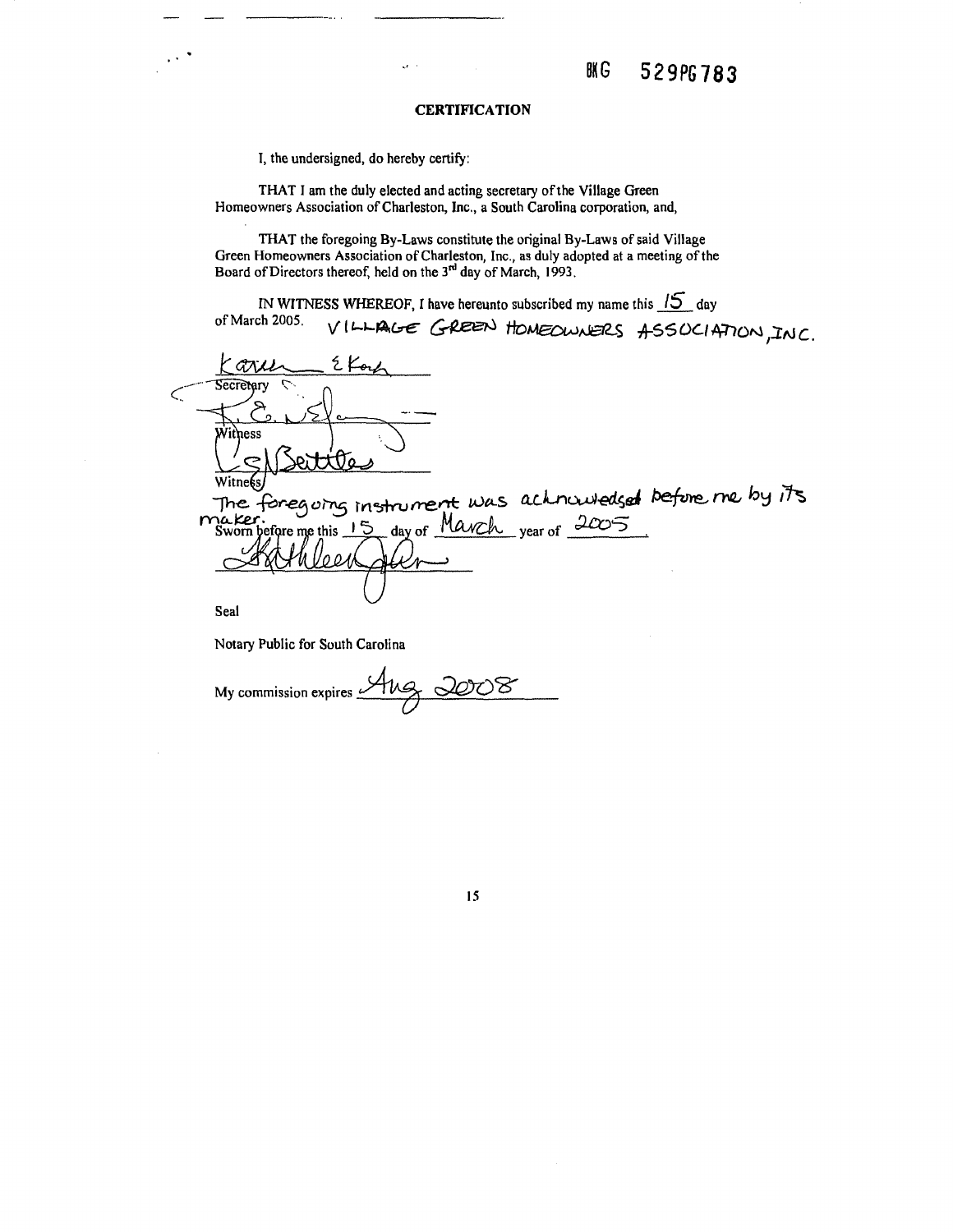BKG 529PG783

## CERTIFICATION

I, the undersigned, do hereby certify:

THAT I am the duly elected and acting secretary of the Village Green Homeowners Association of Charleston, Inc., a South Carolina corporation, and,

THAT the foregoing By-Laws constitute the original By-Laws of said Village Green Homeowners Association of Charleston, Inc., as duly adopted at a meeting of the Board of Directors thereof, held on the 3rd day of March, 1993.

IN WITNESS WHEREOF, I have hereunto subscribed my name this 15 day of March 2005.

VILLAGE GREEN HOMEOWNERS ASSOCIATION, INC.

Karen E Koch
Secretary

Witness

Witness

The foregoing instrument was acknowledged before me by its maker.
Sworn before me this 15 day of March year of 2005.

Kathleen

Seal

Notary Public for South Carolina

My commission expires Aug 2008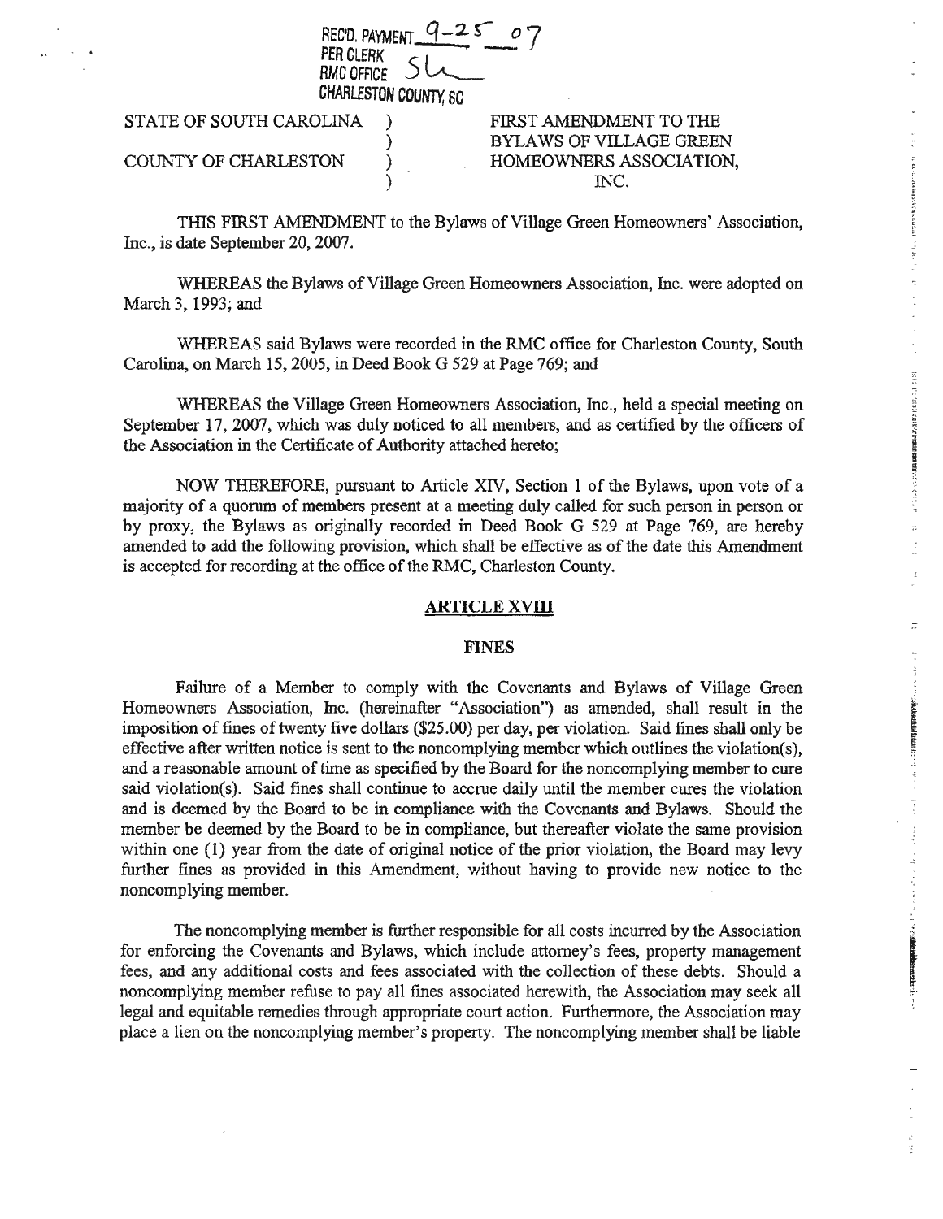REC'D. PAYMENT 9-25 07
PER CLERK SL
RMC OFFICE
CHARLESTON COUNTY, SC

| | | |
|---|---|---|
| STATE OF SOUTH CAROLINA | ) | FIRST AMENDMENT TO THE |
| | ) | BYLAWS OF VILLAGE GREEN |
| COUNTY OF CHARLESTON | ) | HOMEOWNERS ASSOCIATION, |
| | ) | INC. |

THIS FIRST AMENDMENT to the Bylaws of Village Green Homeowners' Association, Inc., is date September 20, 2007.

WHEREAS the Bylaws of Village Green Homeowners Association, Inc. were adopted on March 3, 1993; and

WHEREAS said Bylaws were recorded in the RMC office for Charleston County, South Carolina, on March 15, 2005, in Deed Book G 529 at Page 769; and

WHEREAS the Village Green Homeowners Association, Inc., held a special meeting on September 17, 2007, which was duly noticed to all members, and as certified by the officers of the Association in the Certificate of Authority attached hereto;

NOW THEREFORE, pursuant to Article XIV, Section 1 of the Bylaws, upon vote of a majority of a quorum of members present at a meeting duly called for such person in person or by proxy, the Bylaws as originally recorded in Deed Book G 529 at Page 769, are hereby amended to add the following provision, which shall be effective as of the date this Amendment is accepted for recording at the office of the RMC, Charleston County.

## ARTICLE XVIII

### FINES

Failure of a Member to comply with the Covenants and Bylaws of Village Green Homeowners Association, Inc. (hereinafter "Association") as amended, shall result in the imposition of fines of twenty five dollars ($25.00) per day, per violation. Said fines shall only be effective after written notice is sent to the noncomplying member which outlines the violation(s), and a reasonable amount of time as specified by the Board for the noncomplying member to cure said violation(s). Said fines shall continue to accrue daily until the member cures the violation and is deemed by the Board to be in compliance with the Covenants and Bylaws. Should the member be deemed by the Board to be in compliance, but thereafter violate the same provision within one (1) year from the date of original notice of the prior violation, the Board may levy further fines as provided in this Amendment, without having to provide new notice to the noncomplying member.

The noncomplying member is further responsible for all costs incurred by the Association for enforcing the Covenants and Bylaws, which include attorney's fees, property management fees, and any additional costs and fees associated with the collection of these debts. Should a noncomplying member refuse to pay all fines associated herewith, the Association may seek all legal and equitable remedies through appropriate court action. Furthermore, the Association may place a lien on the noncomplying member's property. The noncomplying member shall be liable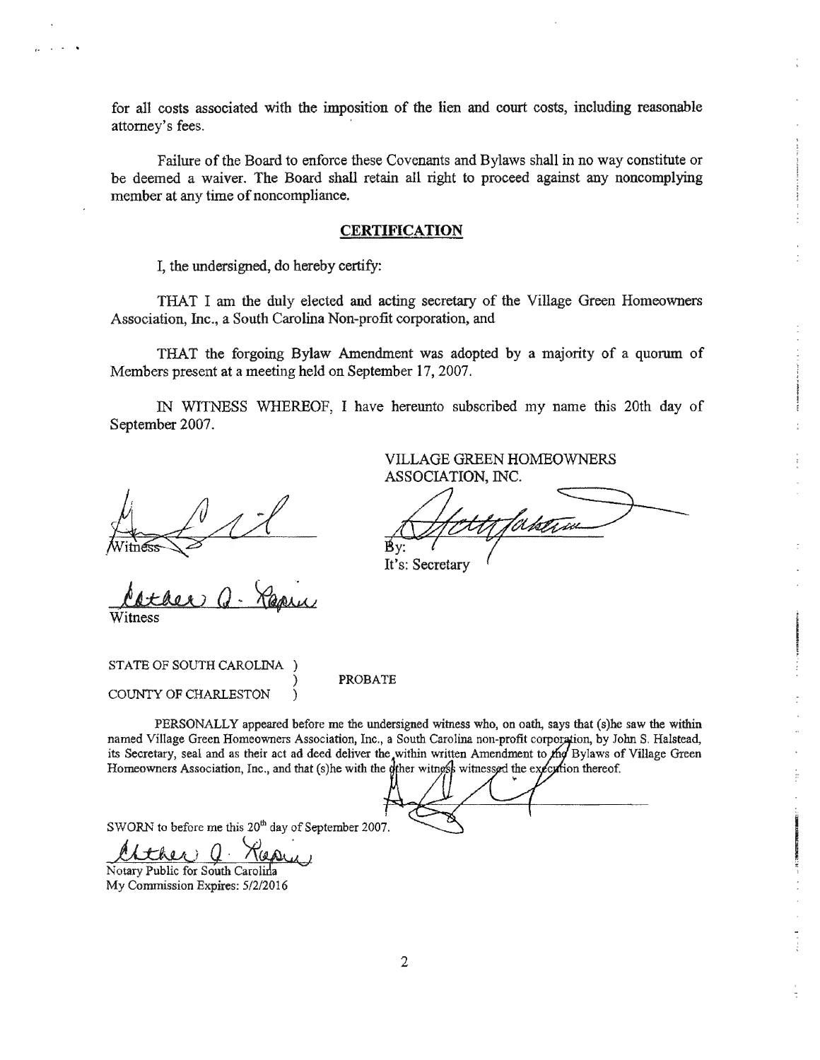for all costs associated with the imposition of the lien and court costs, including reasonable attorney's fees.

Failure of the Board to enforce these Covenants and Bylaws shall in no way constitute or be deemed a waiver. The Board shall retain all right to proceed against any noncomplying member at any time of noncompliance.

## CERTIFICATION

I, the undersigned, do hereby certify:

THAT I am the duly elected and acting secretary of the Village Green Homeowners Association, Inc., a South Carolina Non-profit corporation, and

THAT the forgoing Bylaw Amendment was adopted by a majority of a quorum of Members present at a meeting held on September 17, 2007.

IN WITNESS WHEREOF, I have hereunto subscribed my name this 20th day of September 2007.

VILLAGE GREEN HOMEOWNERS ASSOCIATION, INC.

Witness

By:
It's: Secretary

Witness

STATE OF SOUTH CAROLINA )
) PROBATE
COUNTY OF CHARLESTON )

PERSONALLY appeared before me the undersigned witness who, on oath, says that (s)he saw the within named Village Green Homeowners Association, Inc., a South Carolina non-profit corporation, by John S. Halstead, its Secretary, seal and as their act ad deed deliver the within written Amendment to the Bylaws of Village Green Homeowners Association, Inc., and that (s)he with the other witness witnessed the execution thereof.

SWORN to before me this 20th day of September 2007.

Notary Public for South Carolina
My Commission Expires: 5/2/2016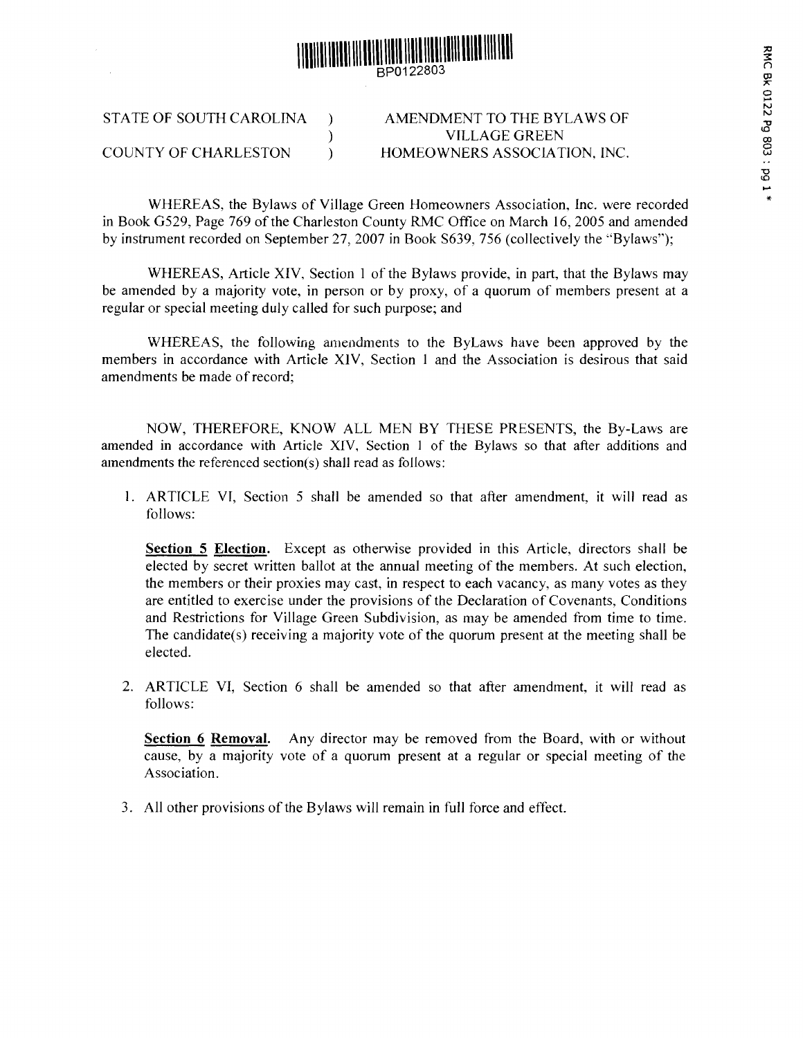BP0122803

STATE OF SOUTH CAROLINA )
)
COUNTY OF CHARLESTON )

AMENDMENT TO THE BYLAWS OF
VILLAGE GREEN
HOMEOWNERS ASSOCIATION, INC.

WHEREAS, the Bylaws of Village Green Homeowners Association, Inc. were recorded in Book G529, Page 769 of the Charleston County RMC Office on March 16, 2005 and amended by instrument recorded on September 27, 2007 in Book S639, 756 (collectively the "Bylaws");

WHEREAS, Article XIV, Section 1 of the Bylaws provide, in part, that the Bylaws may be amended by a majority vote, in person or by proxy, of a quorum of members present at a regular or special meeting duly called for such purpose; and

WHEREAS, the following amendments to the ByLaws have been approved by the members in accordance with Article XIV, Section 1 and the Association is desirous that said amendments be made of record;

NOW, THEREFORE, KNOW ALL MEN BY THESE PRESENTS, the By-Laws are amended in accordance with Article XIV, Section 1 of the Bylaws so that after additions and amendments the referenced section(s) shall read as follows:

1. ARTICLE VI, Section 5 shall be amended so that after amendment, it will read as follows:

   **Section 5 Election.** Except as otherwise provided in this Article, directors shall be elected by secret written ballot at the annual meeting of the members. At such election, the members or their proxies may cast, in respect to each vacancy, as many votes as they are entitled to exercise under the provisions of the Declaration of Covenants, Conditions and Restrictions for Village Green Subdivision, as may be amended from time to time. The candidate(s) receiving a majority vote of the quorum present at the meeting shall be elected.

2. ARTICLE VI, Section 6 shall be amended so that after amendment, it will read as follows:

   **Section 6 Removal.** Any director may be removed from the Board, with or without cause, by a majority vote of a quorum present at a regular or special meeting of the Association.

3. All other provisions of the Bylaws will remain in full force and effect.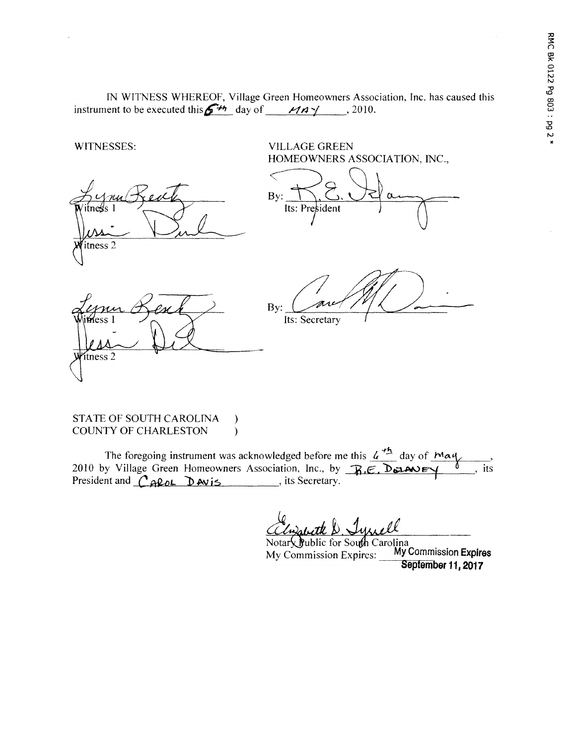IN WITNESS WHEREOF, Village Green Homeowners Association, Inc. has caused this instrument to be executed this 6th day of MAY, 2010.

WITNESSES:

VILLAGE GREEN
HOMEOWNERS ASSOCIATION, INC.,

Witness 1

Witness 2

By:
Its: President

Witness 1

Witness 2

By:
Its: Secretary

STATE OF SOUTH CAROLINA )
COUNTY OF CHARLESTON )

The foregoing instrument was acknowledged before me this 6th day of May, 2010 by Village Green Homeowners Association, Inc., by R.E. DELANEY, its President and CAROL DAVIS, its Secretary.

Notary Public for South Carolina
My Commission Expires: My Commission Expires September 11, 2017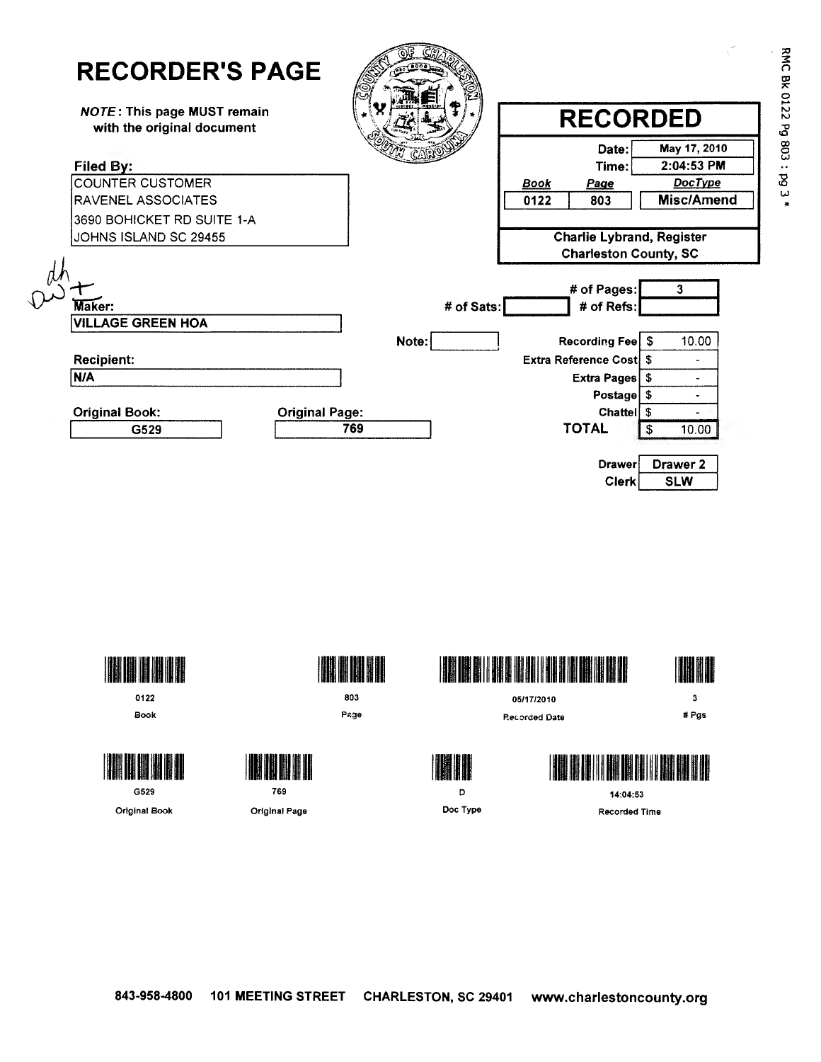# RECORDER'S PAGE

*NOTE*: This page **MUST** remain with the original document

**Filed By:**

COUNTER CUSTOMER
RAVENEL ASSOCIATES
3690 BOHICKET RD SUITE 1-A
JOHNS ISLAND SC 29455

## RECORDED

| | |
|---|---|
| **Date:** | **May 17, 2010** |
| **Time:** | **2:04:53 PM** |

| **Book** | **Page** | **DocType** |
|---|---|---|
| **0122** | **803** | **Misc/Amend** |

**Charlie Lybrand, Register**
**Charleston County, SC**

**Maker:**

**VILLAGE GREEN HOA**

**Recipient:**

**N/A**

**Original Book:** G529

**Original Page:** 769

**# of Sats:**

**Note:**

| | |
|---|---|
| **# of Pages:** | 3 |
| **# of Refs:** | |

| | |
|---|---|
| **Recording Fee** | $ 10.00 |
| **Extra Reference Cost** | $ - |
| **Extra Pages** | $ - |
| **Postage** | $ - |
| **Chattel** | $ - |
| **TOTAL** | $ 10.00 |

| | |
|---|---|
| **Drawer** | Drawer 2 |
| **Clerk** | SLW |

| | | | |
|---|---|---|---|
| 0122 | 803 | 05/17/2010 | 3 |
| Book | Page | Recorded Date | # Pgs |
| G529 | 769 | D | 14:04:53 |
| Original Book | Original Page | Doc Type | Recorded Time |

**843-958-4800 101 MEETING STREET CHARLESTON, SC 29401 www.charlestoncounty.org**